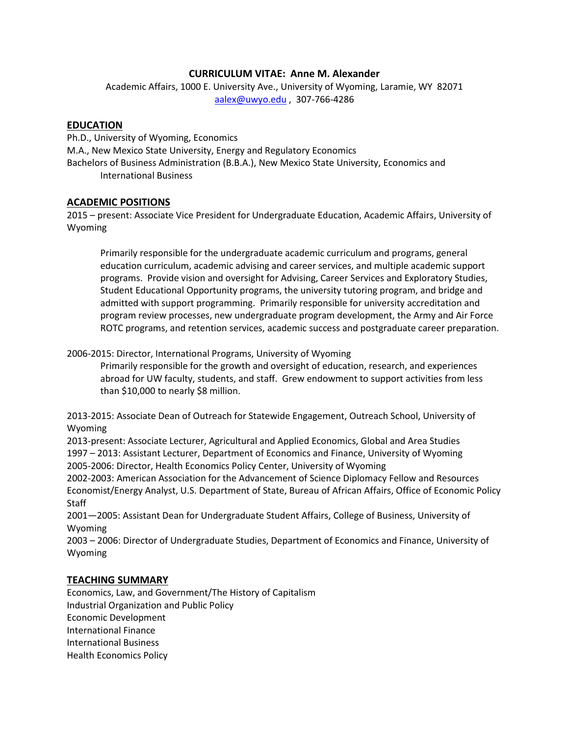# CURRICULUM VITAE: Anne M. Alexander

Academic Affairs, 1000 E. University Ave., University of Wyoming, Laramie, WY 82071
aalex@uwyo.edu , 307-766-4286

## EDUCATION

Ph.D., University of Wyoming, Economics
M.A., New Mexico State University, Energy and Regulatory Economics
Bachelors of Business Administration (B.B.A.), New Mexico State University, Economics and International Business

## ACADEMIC POSITIONS

2015 – present: Associate Vice President for Undergraduate Education, Academic Affairs, University of Wyoming

> Primarily responsible for the undergraduate academic curriculum and programs, general education curriculum, academic advising and career services, and multiple academic support programs. Provide vision and oversight for Advising, Career Services and Exploratory Studies, Student Educational Opportunity programs, the university tutoring program, and bridge and admitted with support programming. Primarily responsible for university accreditation and program review processes, new undergraduate program development, the Army and Air Force ROTC programs, and retention services, academic success and postgraduate career preparation.

2006-2015: Director, International Programs, University of Wyoming

> Primarily responsible for the growth and oversight of education, research, and experiences abroad for UW faculty, students, and staff. Grew endowment to support activities from less than $10,000 to nearly $8 million.

2013-2015: Associate Dean of Outreach for Statewide Engagement, Outreach School, University of Wyoming
2013-present: Associate Lecturer, Agricultural and Applied Economics, Global and Area Studies
1997 – 2013: Assistant Lecturer, Department of Economics and Finance, University of Wyoming
2005-2006: Director, Health Economics Policy Center, University of Wyoming
2002-2003: American Association for the Advancement of Science Diplomacy Fellow and Resources Economist/Energy Analyst, U.S. Department of State, Bureau of African Affairs, Office of Economic Policy Staff
2001—2005: Assistant Dean for Undergraduate Student Affairs, College of Business, University of Wyoming
2003 – 2006: Director of Undergraduate Studies, Department of Economics and Finance, University of Wyoming

## TEACHING SUMMARY

Economics, Law, and Government/The History of Capitalism
Industrial Organization and Public Policy
Economic Development
International Finance
International Business
Health Economics Policy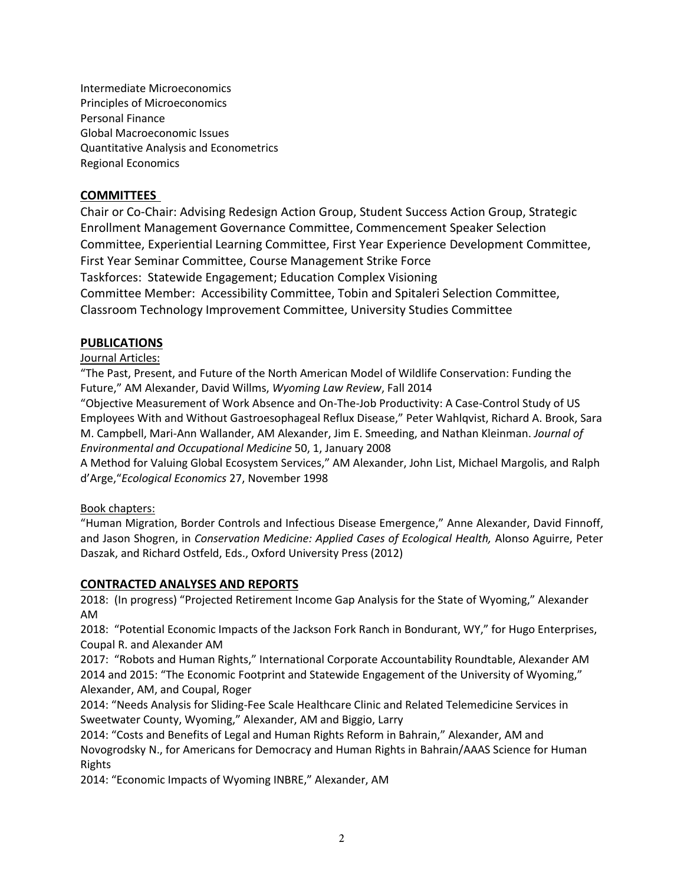Intermediate Microeconomics
Principles of Microeconomics
Personal Finance
Global Macroeconomic Issues
Quantitative Analysis and Econometrics
Regional Economics

## COMMITTEES

Chair or Co-Chair: Advising Redesign Action Group, Student Success Action Group, Strategic Enrollment Management Governance Committee, Commencement Speaker Selection Committee, Experiential Learning Committee, First Year Experience Development Committee, First Year Seminar Committee, Course Management Strike Force
Taskforces: Statewide Engagement; Education Complex Visioning
Committee Member: Accessibility Committee, Tobin and Spitaleri Selection Committee, Classroom Technology Improvement Committee, University Studies Committee

## PUBLICATIONS

Journal Articles:

"The Past, Present, and Future of the North American Model of Wildlife Conservation: Funding the Future," AM Alexander, David Willms, *Wyoming Law Review*, Fall 2014

"Objective Measurement of Work Absence and On-The-Job Productivity: A Case-Control Study of US Employees With and Without Gastroesophageal Reflux Disease," Peter Wahlqvist, Richard A. Brook, Sara M. Campbell, Mari-Ann Wallander, AM Alexander, Jim E. Smeeding, and Nathan Kleinman. *Journal of Environmental and Occupational Medicine* 50, 1, January 2008

A Method for Valuing Global Ecosystem Services," AM Alexander, John List, Michael Margolis, and Ralph d'Arge,"*Ecological Economics* 27, November 1998

Book chapters:

"Human Migration, Border Controls and Infectious Disease Emergence," Anne Alexander, David Finnoff, and Jason Shogren, in *Conservation Medicine: Applied Cases of Ecological Health,* Alonso Aguirre, Peter Daszak, and Richard Ostfeld, Eds., Oxford University Press (2012)

## CONTRACTED ANALYSES AND REPORTS

2018: (In progress) "Projected Retirement Income Gap Analysis for the State of Wyoming," Alexander AM

2018: "Potential Economic Impacts of the Jackson Fork Ranch in Bondurant, WY," for Hugo Enterprises, Coupal R. and Alexander AM

2017: "Robots and Human Rights," International Corporate Accountability Roundtable, Alexander AM

2014 and 2015: "The Economic Footprint and Statewide Engagement of the University of Wyoming," Alexander, AM, and Coupal, Roger

2014: "Needs Analysis for Sliding-Fee Scale Healthcare Clinic and Related Telemedicine Services in Sweetwater County, Wyoming," Alexander, AM and Biggio, Larry

2014: "Costs and Benefits of Legal and Human Rights Reform in Bahrain," Alexander, AM and Novogrodsky N., for Americans for Democracy and Human Rights in Bahrain/AAAS Science for Human Rights

2014: "Economic Impacts of Wyoming INBRE," Alexander, AM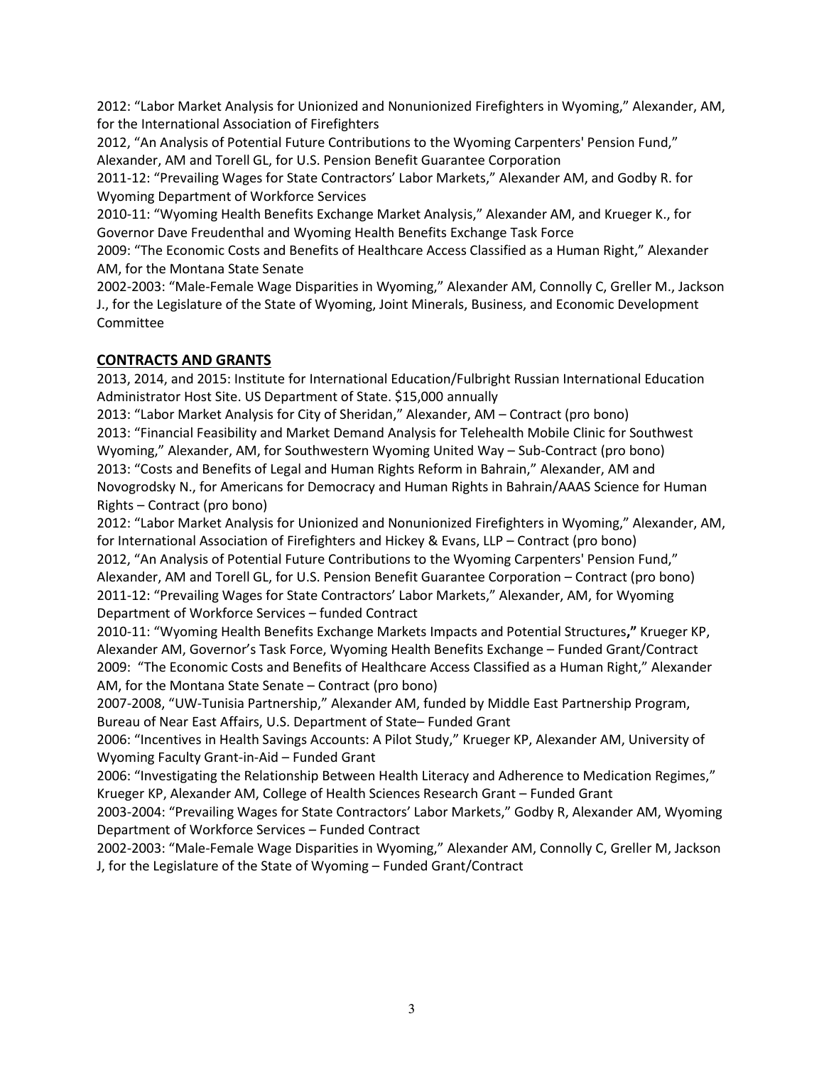2012: "Labor Market Analysis for Unionized and Nonunionized Firefighters in Wyoming," Alexander, AM, for the International Association of Firefighters

2012, "An Analysis of Potential Future Contributions to the Wyoming Carpenters' Pension Fund," Alexander, AM and Torell GL, for U.S. Pension Benefit Guarantee Corporation

2011-12: "Prevailing Wages for State Contractors' Labor Markets," Alexander AM, and Godby R. for Wyoming Department of Workforce Services

2010-11: "Wyoming Health Benefits Exchange Market Analysis," Alexander AM, and Krueger K., for Governor Dave Freudenthal and Wyoming Health Benefits Exchange Task Force

2009: "The Economic Costs and Benefits of Healthcare Access Classified as a Human Right," Alexander AM, for the Montana State Senate

2002-2003: "Male-Female Wage Disparities in Wyoming," Alexander AM, Connolly C, Greller M., Jackson J., for the Legislature of the State of Wyoming, Joint Minerals, Business, and Economic Development Committee

## CONTRACTS AND GRANTS

2013, 2014, and 2015: Institute for International Education/Fulbright Russian International Education Administrator Host Site. US Department of State. $15,000 annually

2013: "Labor Market Analysis for City of Sheridan," Alexander, AM – Contract (pro bono)

2013: "Financial Feasibility and Market Demand Analysis for Telehealth Mobile Clinic for Southwest Wyoming," Alexander, AM, for Southwestern Wyoming United Way – Sub-Contract (pro bono)

2013: "Costs and Benefits of Legal and Human Rights Reform in Bahrain," Alexander, AM and Novogrodsky N., for Americans for Democracy and Human Rights in Bahrain/AAAS Science for Human Rights – Contract (pro bono)

2012: "Labor Market Analysis for Unionized and Nonunionized Firefighters in Wyoming," Alexander, AM, for International Association of Firefighters and Hickey & Evans, LLP – Contract (pro bono)

2012, "An Analysis of Potential Future Contributions to the Wyoming Carpenters' Pension Fund," Alexander, AM and Torell GL, for U.S. Pension Benefit Guarantee Corporation – Contract (pro bono)

2011-12: "Prevailing Wages for State Contractors' Labor Markets," Alexander, AM, for Wyoming Department of Workforce Services – funded Contract

2010-11: "Wyoming Health Benefits Exchange Markets Impacts and Potential Structures**,"** Krueger KP, Alexander AM, Governor's Task Force, Wyoming Health Benefits Exchange – Funded Grant/Contract

2009: "The Economic Costs and Benefits of Healthcare Access Classified as a Human Right," Alexander AM, for the Montana State Senate – Contract (pro bono)

2007-2008, "UW-Tunisia Partnership," Alexander AM, funded by Middle East Partnership Program, Bureau of Near East Affairs, U.S. Department of State– Funded Grant

2006: "Incentives in Health Savings Accounts: A Pilot Study," Krueger KP, Alexander AM, University of Wyoming Faculty Grant-in-Aid – Funded Grant

2006: "Investigating the Relationship Between Health Literacy and Adherence to Medication Regimes," Krueger KP, Alexander AM, College of Health Sciences Research Grant – Funded Grant

2003-2004: "Prevailing Wages for State Contractors' Labor Markets," Godby R, Alexander AM, Wyoming Department of Workforce Services – Funded Contract

2002-2003: "Male-Female Wage Disparities in Wyoming," Alexander AM, Connolly C, Greller M, Jackson J, for the Legislature of the State of Wyoming – Funded Grant/Contract